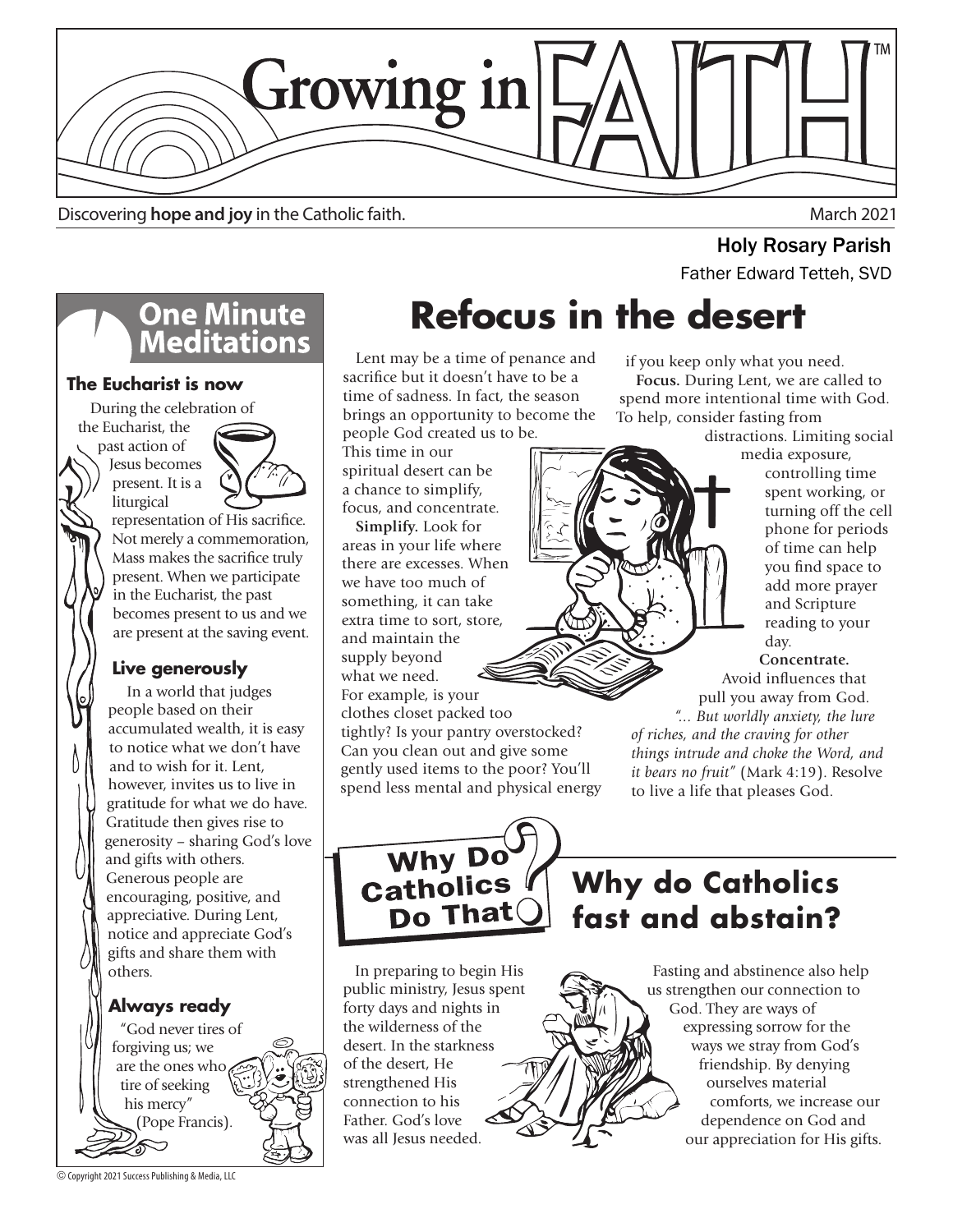# Growing in FAITH™

Discovering **hope and joy** in the Catholic faith.

March 2021

Holy Rosary Parish

Father Edward Tetteh, SVD

## One Minute Meditations

### The Eucharist is now

During the celebration of the Eucharist, the past action of Jesus becomes present. It is a liturgical representation of His sacrifice. Not merely a commemoration, Mass makes the sacrifice truly present. When we participate in the Eucharist, the past becomes present to us and we are present at the saving event.

### Live generously

In a world that judges people based on their accumulated wealth, it is easy to notice what we don't have and to wish for it. Lent, however, invites us to live in gratitude for what we do have. Gratitude then gives rise to generosity – sharing God's love and gifts with others. Generous people are encouraging, positive, and appreciative. During Lent, notice and appreciate God's gifts and share them with others.

### Always ready

"God never tires of forgiving us; we are the ones who tire of seeking his mercy" (Pope Francis).

# Refocus in the desert

Lent may be a time of penance and sacrifice but it doesn't have to be a time of sadness. In fact, the season brings an opportunity to become the people God created us to be. This time in our spiritual desert can be a chance to simplify, focus, and concentrate.

**Simplify.** Look for areas in your life where there are excesses. When we have too much of something, it can take extra time to sort, store, and maintain the supply beyond what we need. For example, is your clothes closet packed too tightly? Is your pantry overstocked? Can you clean out and give some gently used items to the poor? You'll spend less mental and physical energy if you keep only what you need.

**Focus.** During Lent, we are called to spend more intentional time with God. To help, consider fasting from distractions. Limiting social media exposure, controlling time spent working, or turning off the cell phone for periods of time can help you find space to add more prayer and Scripture reading to your day.

**Concentrate.** Avoid influences that pull you away from God. *"... But worldly anxiety, the lure of riches, and the craving for other things intrude and choke the Word, and it bears no fruit"* (Mark 4:19). Resolve to live a life that pleases God.

## Why Do Catholics Do That?

## Why do Catholics fast and abstain?

In preparing to begin His public ministry, Jesus spent forty days and nights in the wilderness of the desert. In the starkness of the desert, He strengthened His connection to his Father. God's love was all Jesus needed.

Fasting and abstinence also help us strengthen our connection to God. They are ways of expressing sorrow for the ways we stray from God's friendship. By denying ourselves material comforts, we increase our dependence on God and our appreciation for His gifts.

© Copyright 2021 Success Publishing & Media, LLC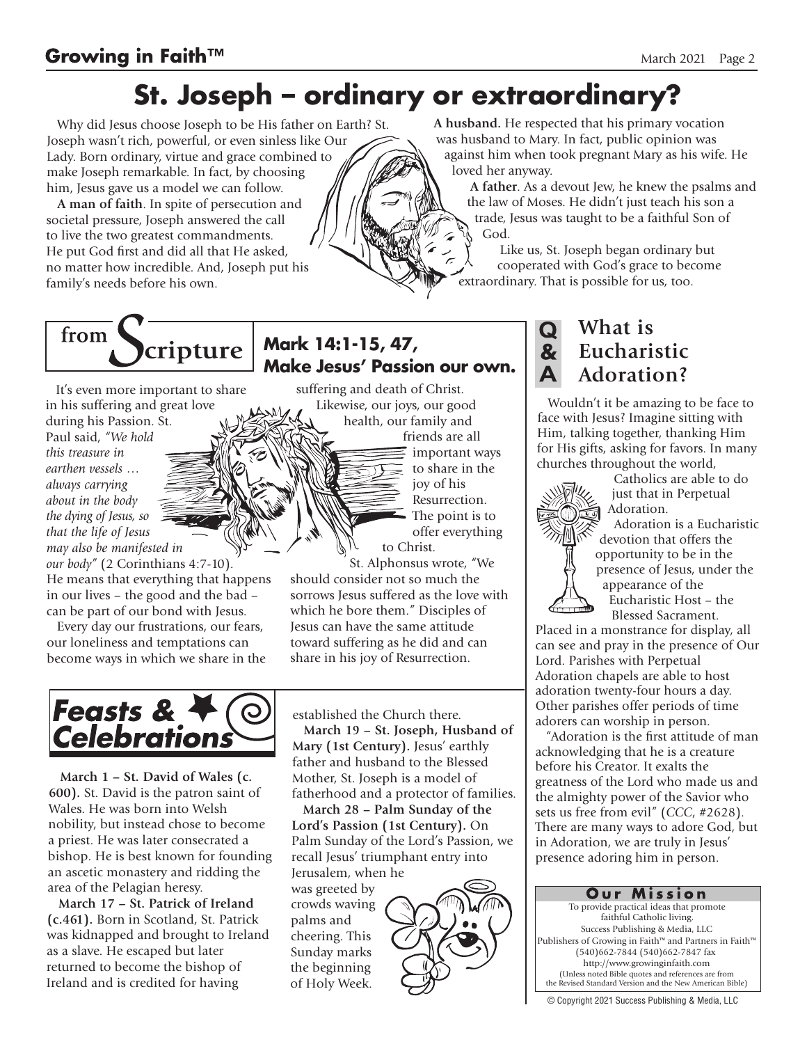# St. Joseph – ordinary or extraordinary?

Why did Jesus choose Joseph to be His father on Earth? St. Joseph wasn't rich, powerful, or even sinless like Our Lady. Born ordinary, virtue and grace combined to make Joseph remarkable. In fact, by choosing him, Jesus gave us a model we can follow.

**A man of faith**. In spite of persecution and societal pressure, Joseph answered the call to live the two greatest commandments. He put God first and did all that He asked, no matter how incredible. And, Joseph put his family's needs before his own.

**A husband.** He respected that his primary vocation was husband to Mary. In fact, public opinion was against him when took pregnant Mary as his wife. He loved her anyway.

**A father**. As a devout Jew, he knew the psalms and the law of Moses. He didn't just teach his son a trade, Jesus was taught to be a faithful Son of God.

Like us, St. Joseph began ordinary but cooperated with God's grace to become extraordinary. That is possible for us, too.

## from Scripture

### Mark 14:1-15, 47, Make Jesus' Passion our own.

It's even more important to share in his suffering and great love during his Passion. St. Paul said, *"We hold this treasure in earthen vessels … always carrying about in the body the dying of Jesus, so that the life of Jesus may also be manifested in our body"* (2 Corinthians 4:7-10). He means that everything that happens in our lives – the good and the bad – can be part of our bond with Jesus.

Every day our frustrations, our fears, our loneliness and temptations can become ways in which we share in the suffering and death of Christ. Likewise, our joys, our good health, our family and friends are all important ways to share in the joy of his Resurrection. The point is to offer everything to Christ.

St. Alphonsus wrote, "We should consider not so much the sorrows Jesus suffered as the love with which he bore them." Disciples of Jesus can have the same attitude toward suffering as he did and can share in his joy of Resurrection.

## Feasts & Celebrations

**March 1 – St. David of Wales (c. 600).** St. David is the patron saint of Wales. He was born into Welsh nobility, but instead chose to become a priest. He was later consecrated a bishop. He is best known for founding an ascetic monastery and ridding the area of the Pelagian heresy.

**March 17 – St. Patrick of Ireland (c.461).** Born in Scotland, St. Patrick was kidnapped and brought to Ireland as a slave. He escaped but later returned to become the bishop of Ireland and is credited for having established the Church there.

**March 19 – St. Joseph, Husband of Mary (1st Century).** Jesus' earthly father and husband to the Blessed Mother, St. Joseph is a model of fatherhood and a protector of families.

**March 28 – Palm Sunday of the Lord's Passion (1st Century).** On Palm Sunday of the Lord's Passion, we recall Jesus' triumphant entry into Jerusalem, when he was greeted by crowds waving palms and cheering. This Sunday marks the beginning of Holy Week.

## Q & A What is Eucharistic Adoration?

Wouldn't it be amazing to be face to face with Jesus? Imagine sitting with Him, talking together, thanking Him for His gifts, asking for favors. In many churches throughout the world, Catholics are able to do just that in Perpetual Adoration.

Adoration is a Eucharistic devotion that offers the opportunity to be in the presence of Jesus, under the appearance of the Eucharistic Host – the Blessed Sacrament. Placed in a monstrance for display, all can see and pray in the presence of Our Lord. Parishes with Perpetual Adoration chapels are able to host adoration twenty-four hours a day. Other parishes offer periods of time adorers can worship in person.

"Adoration is the first attitude of man acknowledging that he is a creature before his Creator. It exalts the greatness of the Lord who made us and the almighty power of the Savior who sets us free from evil" (*CCC*, #2628). There are many ways to adore God, but in Adoration, we are truly in Jesus' presence adoring him in person.

### Our Mission

To provide practical ideas that promote faithful Catholic living.
Success Publishing & Media, LLC
Publishers of Growing in Faith™ and Partners in Faith™
(540)662-7844 (540)662-7847 fax
http://www.growinginfaith.com
(Unless noted Bible quotes and references are from the Revised Standard Version and the New American Bible)

© Copyright 2021 Success Publishing & Media, LLC